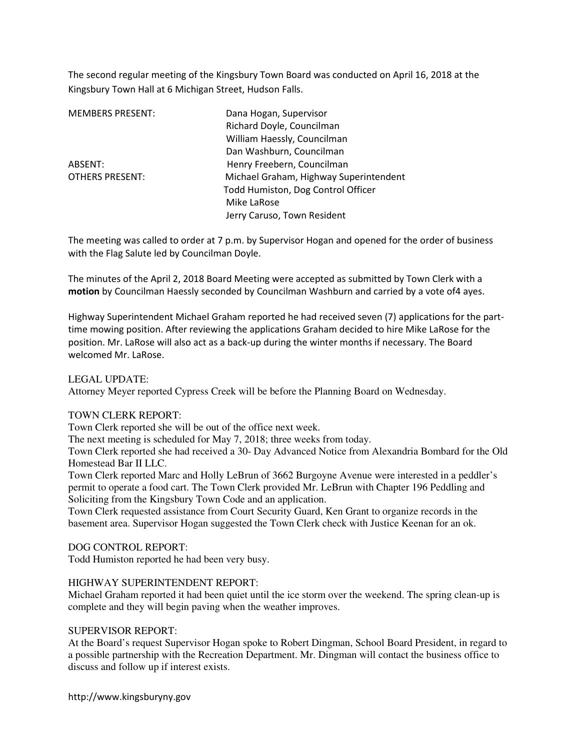The second regular meeting of the Kingsbury Town Board was conducted on April 16, 2018 at the Kingsbury Town Hall at 6 Michigan Street, Hudson Falls.

| | |
|---|---|
| MEMBERS PRESENT: | Dana Hogan, Supervisor |
| | Richard Doyle, Councilman |
| | William Haessly, Councilman |
| | Dan Washburn, Councilman |
| ABSENT: | Henry Freebern, Councilman |
| OTHERS PRESENT: | Michael Graham, Highway Superintendent |
| | Todd Humiston, Dog Control Officer |
| | Mike LaRose |
| | Jerry Caruso, Town Resident |

The meeting was called to order at 7 p.m. by Supervisor Hogan and opened for the order of business with the Flag Salute led by Councilman Doyle.

The minutes of the April 2, 2018 Board Meeting were accepted as submitted by Town Clerk with a **motion** by Councilman Haessly seconded by Councilman Washburn and carried by a vote of4 ayes.

Highway Superintendent Michael Graham reported he had received seven (7) applications for the part-time mowing position. After reviewing the applications Graham decided to hire Mike LaRose for the position. Mr. LaRose will also act as a back-up during the winter months if necessary. The Board welcomed Mr. LaRose.

LEGAL UPDATE:
Attorney Meyer reported Cypress Creek will be before the Planning Board on Wednesday.

TOWN CLERK REPORT:
Town Clerk reported she will be out of the office next week.
The next meeting is scheduled for May 7, 2018; three weeks from today.
Town Clerk reported she had received a 30- Day Advanced Notice from Alexandria Bombard for the Old Homestead Bar II LLC.
Town Clerk reported Marc and Holly LeBrun of 3662 Burgoyne Avenue were interested in a peddler's permit to operate a food cart. The Town Clerk provided Mr. LeBrun with Chapter 196 Peddling and Soliciting from the Kingsbury Town Code and an application.
Town Clerk requested assistance from Court Security Guard, Ken Grant to organize records in the basement area. Supervisor Hogan suggested the Town Clerk check with Justice Keenan for an ok.

DOG CONTROL REPORT:
Todd Humiston reported he had been very busy.

HIGHWAY SUPERINTENDENT REPORT:
Michael Graham reported it had been quiet until the ice storm over the weekend. The spring clean-up is complete and they will begin paving when the weather improves.

SUPERVISOR REPORT:
At the Board's request Supervisor Hogan spoke to Robert Dingman, School Board President, in regard to a possible partnership with the Recreation Department. Mr. Dingman will contact the business office to discuss and follow up if interest exists.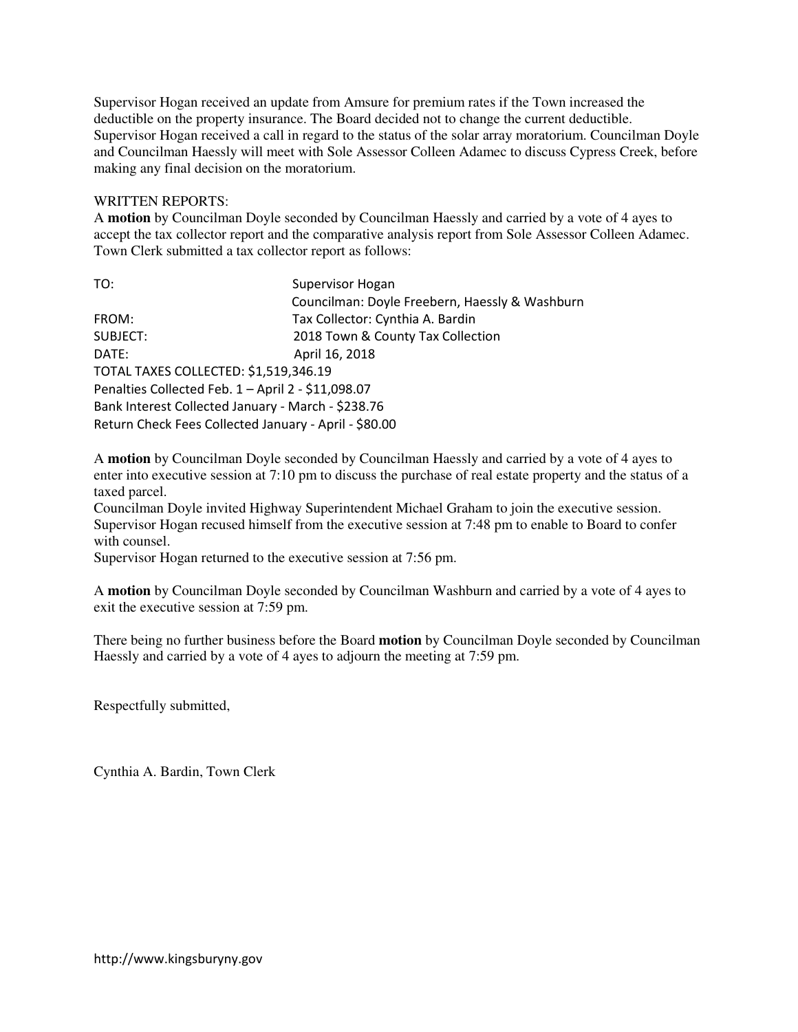Supervisor Hogan received an update from Amsure for premium rates if the Town increased the deductible on the property insurance. The Board decided not to change the current deductible. Supervisor Hogan received a call in regard to the status of the solar array moratorium. Councilman Doyle and Councilman Haessly will meet with Sole Assessor Colleen Adamec to discuss Cypress Creek, before making any final decision on the moratorium.

WRITTEN REPORTS:

A **motion** by Councilman Doyle seconded by Councilman Haessly and carried by a vote of 4 ayes to accept the tax collector report and the comparative analysis report from Sole Assessor Colleen Adamec. Town Clerk submitted a tax collector report as follows:

| | |
|---|---|
| TO: | Supervisor Hogan |
| | Councilman: Doyle Freebern, Haessly & Washburn |
| FROM: | Tax Collector: Cynthia A. Bardin |
| SUBJECT: | 2018 Town & County Tax Collection |
| DATE: | April 16, 2018 |

TOTAL TAXES COLLECTED: $1,519,346.19
Penalties Collected Feb. 1 – April 2 - $11,098.07
Bank Interest Collected January - March - $238.76
Return Check Fees Collected January - April - $80.00

A **motion** by Councilman Doyle seconded by Councilman Haessly and carried by a vote of 4 ayes to enter into executive session at 7:10 pm to discuss the purchase of real estate property and the status of a taxed parcel.

Councilman Doyle invited Highway Superintendent Michael Graham to join the executive session.
Supervisor Hogan recused himself from the executive session at 7:48 pm to enable to Board to confer with counsel.
Supervisor Hogan returned to the executive session at 7:56 pm.

A **motion** by Councilman Doyle seconded by Councilman Washburn and carried by a vote of 4 ayes to exit the executive session at 7:59 pm.

There being no further business before the Board **motion** by Councilman Doyle seconded by Councilman Haessly and carried by a vote of 4 ayes to adjourn the meeting at 7:59 pm.

Respectfully submitted,

Cynthia A. Bardin, Town Clerk

http://www.kingsburyny.gov